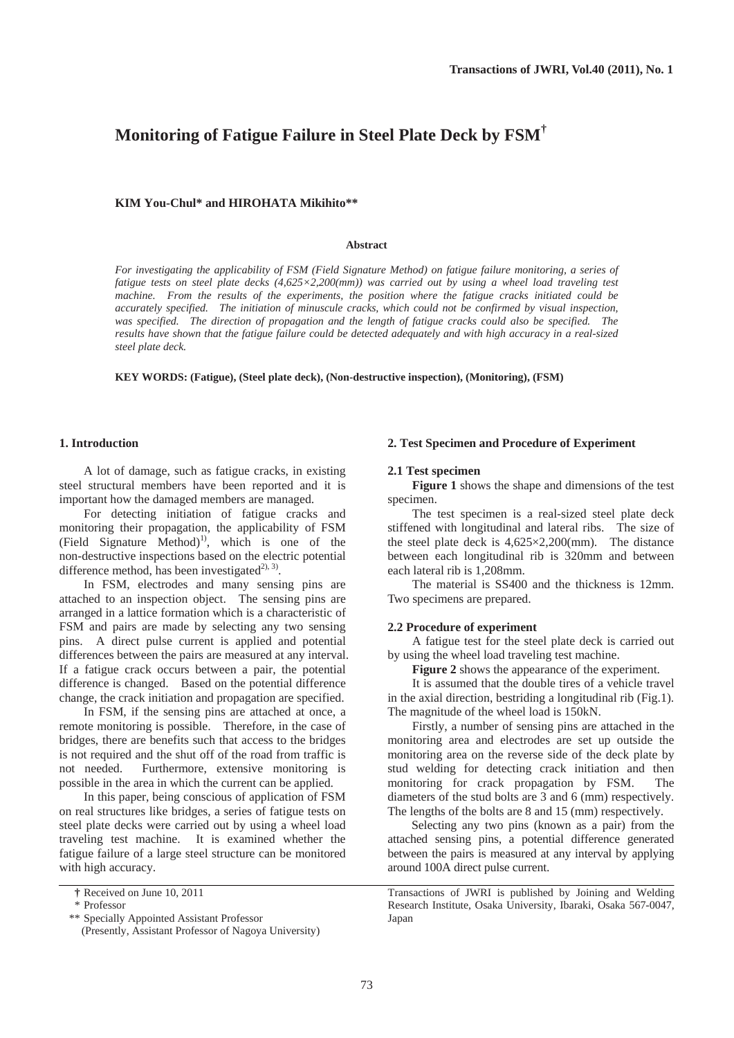# Monitoring of Fatigue Failure in Steel Plate Deck by FSM†

**KIM You-Chul\* and HIROHATA Mikihito\*\***

### Abstract

*For investigating the applicability of FSM (Field Signature Method) on fatigue failure monitoring, a series of fatigue tests on steel plate decks (4,625×2,200(mm)) was carried out by using a wheel load traveling test machine. From the results of the experiments, the position where the fatigue cracks initiated could be accurately specified. The initiation of minuscule cracks, which could not be confirmed by visual inspection, was specified. The direction of propagation and the length of fatigue cracks could also be specified. The results have shown that the fatigue failure could be detected adequately and with high accuracy in a real-sized steel plate deck.*

**KEY WORDS: (Fatigue), (Steel plate deck), (Non-destructive inspection), (Monitoring), (FSM)**

## 1. Introduction

A lot of damage, such as fatigue cracks, in existing steel structural members have been reported and it is important how the damaged members are managed.

For detecting initiation of fatigue cracks and monitoring their propagation, the applicability of FSM (Field Signature Method)[1], which is one of the non-destructive inspections based on the electric potential difference method, has been investigated[2, 3].

In FSM, electrodes and many sensing pins are attached to an inspection object. The sensing pins are arranged in a lattice formation which is a characteristic of FSM and pairs are made by selecting any two sensing pins. A direct pulse current is applied and potential differences between the pairs are measured at any interval. If a fatigue crack occurs between a pair, the potential difference is changed. Based on the potential difference change, the crack initiation and propagation are specified.

In FSM, if the sensing pins are attached at once, a remote monitoring is possible. Therefore, in the case of bridges, there are benefits such that access to the bridges is not required and the shut off of the road from traffic is not needed. Furthermore, extensive monitoring is possible in the area in which the current can be applied.

In this paper, being conscious of application of FSM on real structures like bridges, a series of fatigue tests on steel plate decks were carried out by using a wheel load traveling test machine. It is examined whether the fatigue failure of a large steel structure can be monitored with high accuracy.

## 2. Test Specimen and Procedure of Experiment

### 2.1 Test specimen

**Figure 1** shows the shape and dimensions of the test specimen.

The test specimen is a real-sized steel plate deck stiffened with longitudinal and lateral ribs. The size of the steel plate deck is 4,625×2,200(mm). The distance between each longitudinal rib is 320mm and between each lateral rib is 1,208mm.

The material is SS400 and the thickness is 12mm. Two specimens are prepared.

### 2.2 Procedure of experiment

A fatigue test for the steel plate deck is carried out by using the wheel load traveling test machine.

**Figure 2** shows the appearance of the experiment.

It is assumed that the double tires of a vehicle travel in the axial direction, bestriding a longitudinal rib (Fig.1). The magnitude of the wheel load is 150kN.

Firstly, a number of sensing pins are attached in the monitoring area and electrodes are set up outside the monitoring area on the reverse side of the deck plate by stud welding for detecting crack initiation and then monitoring for crack propagation by FSM. The diameters of the stud bolts are 3 and 6 (mm) respectively. The lengths of the bolts are 8 and 15 (mm) respectively.

Selecting any two pins (known as a pair) from the attached sensing pins, a potential difference generated between the pairs is measured at any interval by applying around 100A direct pulse current.

---

† Received on June 10, 2011

\* Professor

\*\* Specially Appointed Assistant Professor (Presently, Assistant Professor of Nagoya University)

Transactions of JWRI is published by Joining and Welding Research Institute, Osaka University, Ibaraki, Osaka 567-0047, Japan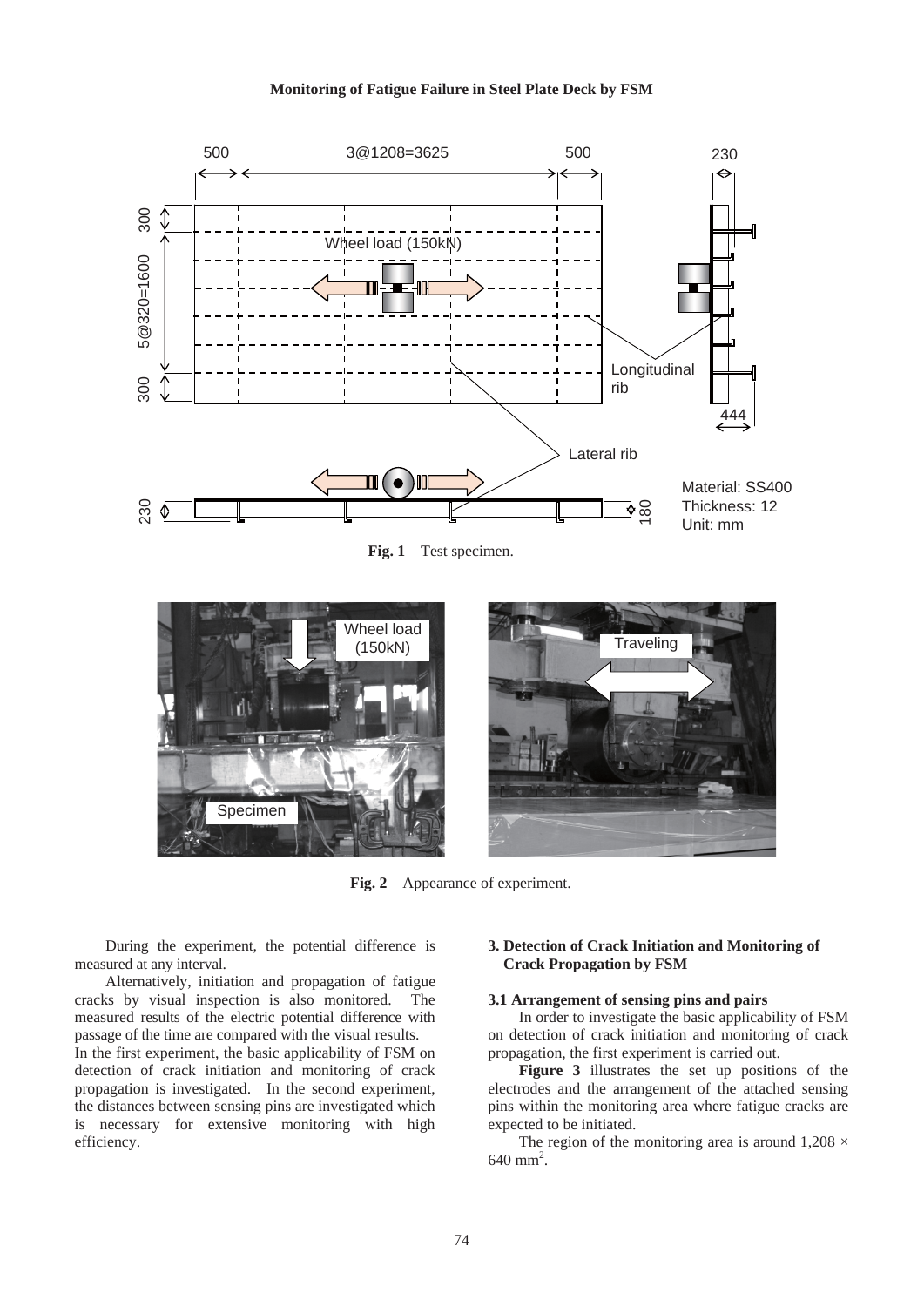Fig. 1 Test specimen.

Fig. 2 Appearance of experiment.

During the experiment, the potential difference is measured at any interval.

Alternatively, initiation and propagation of fatigue cracks by visual inspection is also monitored. The measured results of the electric potential difference with passage of the time are compared with the visual results.

In the first experiment, the basic applicability of FSM on detection of crack initiation and monitoring of crack propagation is investigated. In the second experiment, the distances between sensing pins are investigated which is necessary for extensive monitoring with high efficiency.

## 3. Detection of Crack Initiation and Monitoring of Crack Propagation by FSM

### 3.1 Arrangement of sensing pins and pairs

In order to investigate the basic applicability of FSM on detection of crack initiation and monitoring of crack propagation, the first experiment is carried out.

**Figure 3** illustrates the set up positions of the electrodes and the arrangement of the attached sensing pins within the monitoring area where fatigue cracks are expected to be initiated.

The region of the monitoring area is around $1{,}208 \times 640$ mm$^2$.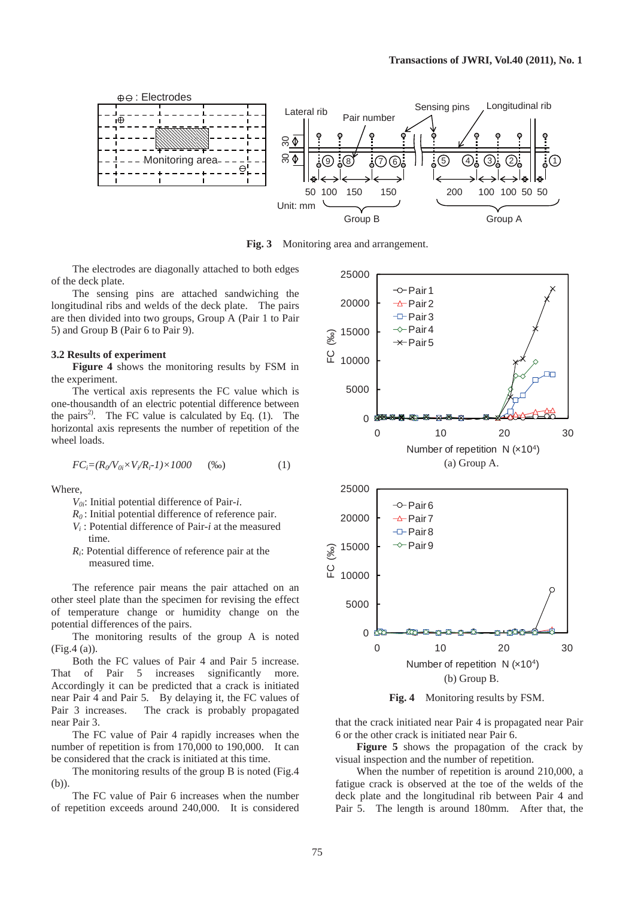**Fig. 3** Monitoring area and arrangement.

The electrodes are diagonally attached to both edges of the deck plate.

The sensing pins are attached sandwiching the longitudinal ribs and welds of the deck plate. The pairs are then divided into two groups, Group A (Pair 1 to Pair 5) and Group B (Pair 6 to Pair 9).

### 3.2 Results of experiment

**Figure 4** shows the monitoring results by FSM in the experiment.

The vertical axis represents the FC value which is one-thousandth of an electric potential difference between the pairs[2]. The FC value is calculated by Eq. (1). The horizontal axis represents the number of repetition of the wheel loads.

$$FC_i=(R_0/V_{0i}\times V_i/R_i-1)\times 1000 \quad (‰) \qquad (1)$$

Where,

- $V_{0i}$: Initial potential difference of Pair-$i$.
- $R_0$: Initial potential difference of reference pair.
- $V_i$: Potential difference of Pair-$i$ at the measured time.
- $R_i$: Potential difference of reference pair at the measured time.

The reference pair means the pair attached on an other steel plate than the specimen for revising the effect of temperature change or humidity change on the potential differences of the pairs.

The monitoring results of the group A is noted (Fig.4 (a)).

Both the FC values of Pair 4 and Pair 5 increase. That of Pair 5 increases significantly more. Accordingly it can be predicted that a crack is initiated near Pair 4 and Pair 5. By delaying it, the FC values of Pair 3 increases. The crack is probably propagated near Pair 3.

The FC value of Pair 4 rapidly increases when the number of repetition is from 170,000 to 190,000. It can be considered that the crack is initiated at this time.

The monitoring results of the group B is noted (Fig.4 (b)).

The FC value of Pair 6 increases when the number of repetition exceeds around 240,000. It is considered that the crack initiated near Pair 4 is propagated near Pair 6 or the other crack is initiated near Pair 6.

(a) Group A.

(b) Group B.

**Fig. 4** Monitoring results by FSM.

**Figure 5** shows the propagation of the crack by visual inspection and the number of repetition.

When the number of repetition is around 210,000, a fatigue crack is observed at the toe of the welds of the deck plate and the longitudinal rib between Pair 4 and Pair 5. The length is around 180mm. After that, the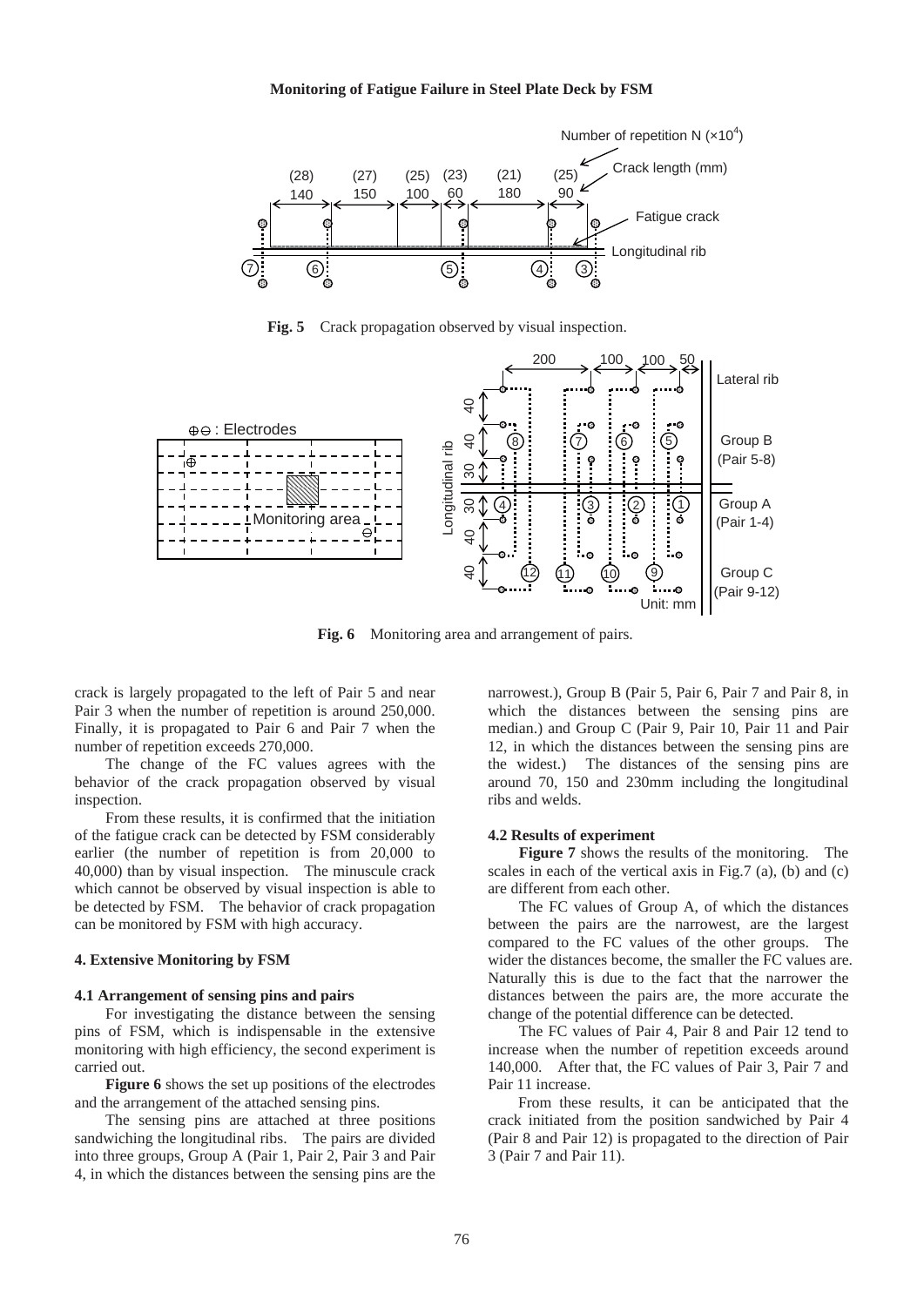Fig. 5 Crack propagation observed by visual inspection.

Fig. 6 Monitoring area and arrangement of pairs.

crack is largely propagated to the left of Pair 5 and near Pair 3 when the number of repetition is around 250,000. Finally, it is propagated to Pair 6 and Pair 7 when the number of repetition exceeds 270,000.

The change of the FC values agrees with the behavior of the crack propagation observed by visual inspection.

From these results, it is confirmed that the initiation of the fatigue crack can be detected by FSM considerably earlier (the number of repetition is from 20,000 to 40,000) than by visual inspection. The minuscule crack which cannot be observed by visual inspection is able to be detected by FSM. The behavior of crack propagation can be monitored by FSM with high accuracy.

## 4. Extensive Monitoring by FSM

### 4.1 Arrangement of sensing pins and pairs

For investigating the distance between the sensing pins of FSM, which is indispensable in the extensive monitoring with high efficiency, the second experiment is carried out.

**Figure 6** shows the set up positions of the electrodes and the arrangement of the attached sensing pins.

The sensing pins are attached at three positions sandwiching the longitudinal ribs. The pairs are divided into three groups, Group A (Pair 1, Pair 2, Pair 3 and Pair 4, in which the distances between the sensing pins are the narrowest.), Group B (Pair 5, Pair 6, Pair 7 and Pair 8, in which the distances between the sensing pins are median.) and Group C (Pair 9, Pair 10, Pair 11 and Pair 12, in which the distances between the sensing pins are the widest.) The distances of the sensing pins are around 70, 150 and 230mm including the longitudinal ribs and welds.

### 4.2 Results of experiment

**Figure 7** shows the results of the monitoring. The scales in each of the vertical axis in Fig.7 (a), (b) and (c) are different from each other.

The FC values of Group A, of which the distances between the pairs are the narrowest, are the largest compared to the FC values of the other groups. The wider the distances become, the smaller the FC values are. Naturally this is due to the fact that the narrower the distances between the pairs are, the more accurate the change of the potential difference can be detected.

The FC values of Pair 4, Pair 8 and Pair 12 tend to increase when the number of repetition exceeds around 140,000. After that, the FC values of Pair 3, Pair 7 and Pair 11 increase.

From these results, it can be anticipated that the crack initiated from the position sandwiched by Pair 4 (Pair 8 and Pair 12) is propagated to the direction of Pair 3 (Pair 7 and Pair 11).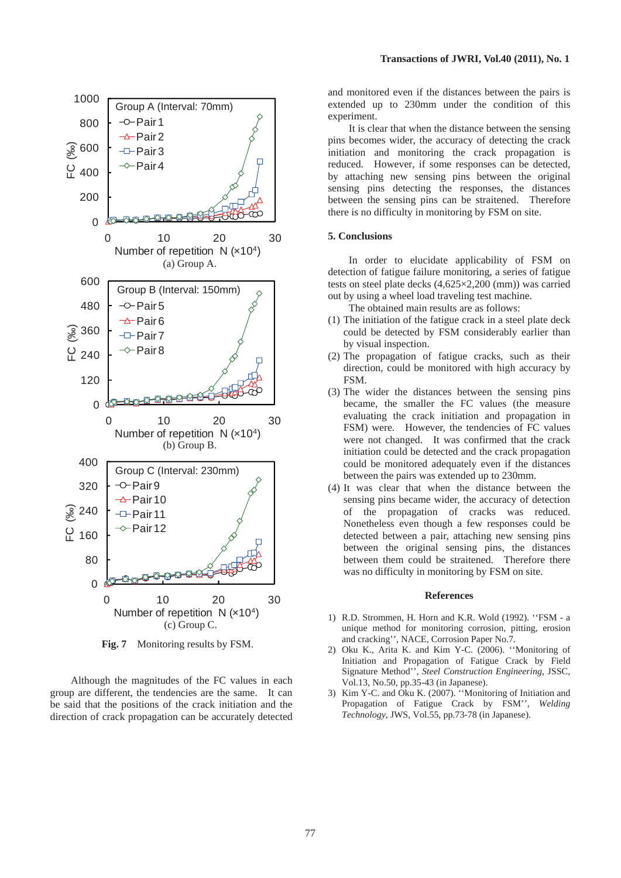Group A (Interval: 70mm)

Pair 1
Pair 2
Pair 3
Pair 4

FC (‰)

1000
800
600
400
200
0

0
10
20
30

Number of repetition N (×10[4])

(a) Group A.

Group B (Interval: 150mm)

Pair 5
Pair 6
Pair 7
Pair 8

FC (‰)

600
480
360
240
120
0

0
10
20
30

Number of repetition N (×10[4])

(b) Group B.

Group C (Interval: 230mm)

Pair 9
Pair 10
Pair 11
Pair 12

FC (‰)

400
320
240
160
80
0

0
10
20
30

Number of repetition N (×10[4])

(c) Group C.

**Fig. 7** Monitoring results by FSM.

Although the magnitudes of the FC values in each group are different, the tendencies are the same. It can be said that the positions of the crack initiation and the direction of crack propagation can be accurately detected and monitored even if the distances between the pairs is extended up to 230mm under the condition of this experiment.

It is clear that when the distance between the sensing pins becomes wider, the accuracy of detecting the crack initiation and monitoring the crack propagation is reduced. However, if some responses can be detected, by attaching new sensing pins between the original sensing pins detecting the responses, the distances between the sensing pins can be straitened. Therefore there is no difficulty in monitoring by FSM on site.

## 5. Conclusions

In order to elucidate applicability of FSM on detection of fatigue failure monitoring, a series of fatigue tests on steel plate decks (4,625×2,200 (mm)) was carried out by using a wheel load traveling test machine.

The obtained main results are as follows:

(1) The initiation of the fatigue crack in a steel plate deck could be detected by FSM considerably earlier than by visual inspection.

(2) The propagation of fatigue cracks, such as their direction, could be monitored with high accuracy by FSM.

(3) The wider the distances between the sensing pins became, the smaller the FC values (the measure evaluating the crack initiation and propagation in FSM) were. However, the tendencies of FC values were not changed. It was confirmed that the crack initiation could be detected and the crack propagation could be monitored adequately even if the distances between the pairs was extended up to 230mm.

(4) It was clear that when the distance between the sensing pins became wider, the accuracy of detection of the propagation of cracks was reduced. Nonetheless even though a few responses could be detected between a pair, attaching new sensing pins between the original sensing pins, the distances between them could be straitened. Therefore there was no difficulty in monitoring by FSM on site.

## References

1) R.D. Strommen, H. Horn and K.R. Wold (1992). ''FSM - a unique method for monitoring corrosion, pitting, erosion and cracking'', NACE, Corrosion Paper No.7.

2) Oku K., Arita K. and Kim Y-C. (2006). ''Monitoring of Initiation and Propagation of Fatigue Crack by Field Signature Method'', *Steel Construction Engineering*, JSSC, Vol.13, No.50, pp.35-43 (in Japanese).

3) Kim Y-C. and Oku K. (2007). ''Monitoring of Initiation and Propagation of Fatigue Crack by FSM'', *Welding Technology*, JWS, Vol.55, pp.73-78 (in Japanese).